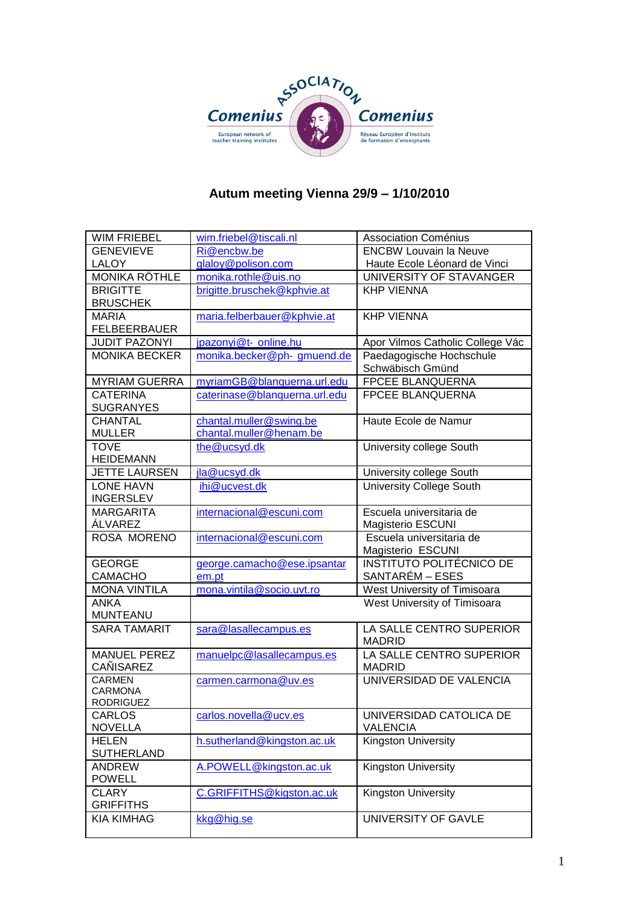ASSOCIATION Comenius Comenius

European network of teacher training institutes

Réseau Européen d'Instituts de formation d'enseignants

## Autum meeting Vienna 29/9 – 1/10/2010

| | | |
|---|---|---|
| WIM FRIEBEL | wim.friebel@tiscali.nl | Association Coménius |
| GENEVIEVE LALOY | Ri@encbw.be glaloy@polison.com | ENCBW Louvain la Neuve Haute Ecole Léonard de Vinci |
| MONIKA RÖTHLE | monika.rothle@uis.no | UNIVERSITY OF STAVANGER |
| BRIGITTE BRUSCHEK | brigitte.bruschek@kphvie.at | KHP VIENNA |
| MARIA FELBEERBAUER | maria.felberbauer@kphvie.at | KHP VIENNA |
| JUDIT PAZONYI | jpazonyi@t- online.hu | Apor Vilmos Catholic College Vác |
| MONIKA BECKER | monika.becker@ph- gmuend.de | Paedagogische Hochschule Schwäbisch Gmünd |
| MYRIAM GUERRA | myriamGB@blanquerna.url.edu | FPCEE BLANQUERNA |
| CATERINA SUGRANYES | caterinase@blanquerna.url.edu | FPCEE BLANQUERNA |
| CHANTAL MULLER | chantal.muller@swing.be chantal.muller@henam.be | Haute Ecole de Namur |
| TOVE HEIDEMANN | the@ucsyd.dk | University college South |
| JETTE LAURSEN | jla@ucsyd.dk | University college South |
| LONE HAVN INGERSLEV | ihi@ucvest.dk | University College South |
| MARGARITA ÁLVAREZ | internacional@escuni.com | Escuela universitaria de Magisterio ESCUNI |
| ROSA MORENO | internacional@escuni.com | Escuela universitaria de Magisterio ESCUNI |
| GEORGE CAMACHO | george.camacho@ese.ipsantarem.pt | INSTITUTO POLITÉCNICO DE SANTARÉM – ESES |
| MONA VINTILA | mona.vintila@socio.uvt.ro | West University of Timisoara |
| ANKA MUNTEANU | | West University of Timisoara |
| SARA TAMARIT | sara@lasallecampus.es | LA SALLE CENTRO SUPERIOR MADRID |
| MANUEL PEREZ CAÑISAREZ | manuelpc@lasallecampus.es | LA SALLE CENTRO SUPERIOR MADRID |
| CARMEN CARMONA RODRIGUEZ | carmen.carmona@uv.es | UNIVERSIDAD DE VALENCIA |
| CARLOS NOVELLA | carlos.novella@ucv.es | UNIVERSIDAD CATOLICA DE VALENCIA |
| HELEN SUTHERLAND | h.sutherland@kingston.ac.uk | Kingston University |
| ANDREW POWELL | A.POWELL@kingston.ac.uk | Kingston University |
| CLARY GRIFFITHS | C.GRIFFITHS@kigston.ac.uk | Kingston University |
| KIA KIMHAG | kkg@hig.se | UNIVERSITY OF GAVLE |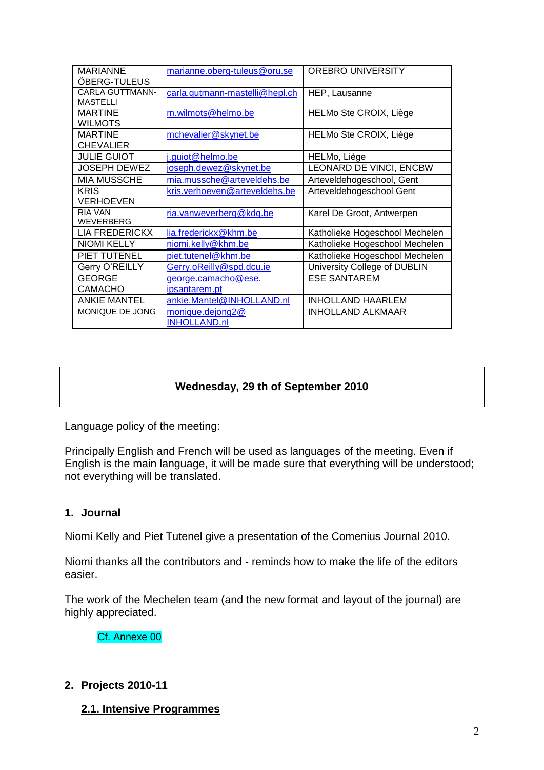| MARIANNE ÖBERG-TULEUS | marianne.oberg-tuleus@oru.se | OREBRO UNIVERSITY |
|---|---|---|
| CARLA GUTTMANN-MASTELLI | carla.gutmann-mastelli@hepl.ch | HEP, Lausanne |
| MARTINE WILMOTS | m.wilmots@helmo.be | HELMo Ste CROIX, Liège |
| MARTINE CHEVALIER | mchevalier@skynet.be | HELMo Ste CROIX, Liège |
| JULIE GUIOT | j.guiot@helmo.be | HELMo, Liège |
| JOSEPH DEWEZ | joseph.dewez@skynet.be | LEONARD DE VINCI, ENCBW |
| MIA MUSSCHE | mia.mussche@arteveldehs.be | Arteveldehogeschool, Gent |
| KRIS VERHOEVEN | kris.verhoeven@arteveldehs.be | Arteveldehogeschool Gent |
| RIA VAN WEVERBERG | ria.vanweverberg@kdg.be | Karel De Groot, Antwerpen |
| LIA FREDERICKX | lia.frederickx@khm.be | Katholieke Hogeschool Mechelen |
| NIOMI KELLY | niomi.kelly@khm.be | Katholieke Hogeschool Mechelen |
| PIET TUTENEL | piet.tutenel@khm.be | Katholieke Hogeschool Mechelen |
| Gerry O'REILLY | Gerry.oReilly@spd.dcu.ie | University College of DUBLIN |
| GEORGE CAMACHO | george.camacho@ese.ipsantarem.pt | ESE SANTAREM |
| ANKIE MANTEL | ankie.Mantel@INHOLLAND.nl | INHOLLAND HAARLEM |
| MONIQUE DE JONG | monique.dejong2@INHOLLAND.nl | INHOLLAND ALKMAAR |

**Wednesday, 29 th of September 2010**

Language policy of the meeting:

Principally English and French will be used as languages of the meeting. Even if English is the main language, it will be made sure that everything will be understood; not everything will be translated.

## 1. Journal

Niomi Kelly and Piet Tutenel give a presentation of the Comenius Journal 2010.

Niomi thanks all the contributors and - reminds how to make the life of the editors easier.

The work of the Mechelen team (and the new format and layout of the journal) are highly appreciated.

Cf. Annexe 00

## 2. Projects 2010-11

### 2.1. Intensive Programmes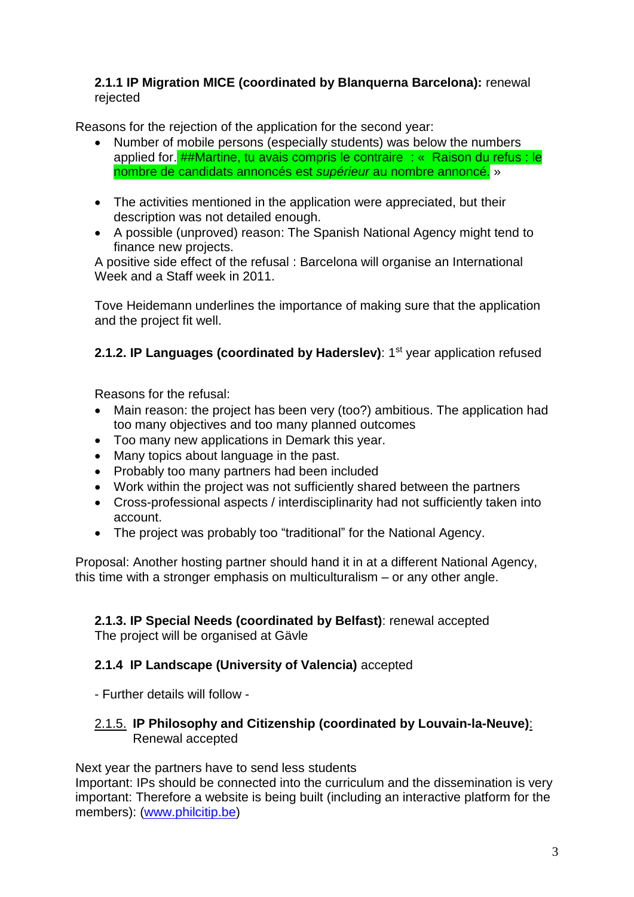**2.1.1 IP Migration MICE (coordinated by Blanquerna Barcelona):** renewal rejected

Reasons for the rejection of the application for the second year:

- Number of mobile persons (especially students) was below the numbers applied for. ##Martine, tu avais compris le contraire : « Raison du refus : le nombre de candidats annoncés est *supérieur* au nombre annoncé. »
- The activities mentioned in the application were appreciated, but their description was not detailed enough.
- A possible (unproved) reason: The Spanish National Agency might tend to finance new projects.

A positive side effect of the refusal : Barcelona will organise an International Week and a Staff week in 2011.

Tove Heidemann underlines the importance of making sure that the application and the project fit well.

**2.1.2. IP Languages (coordinated by Haderslev)**: 1st year application refused

Reasons for the refusal:

- Main reason: the project has been very (too?) ambitious. The application had too many objectives and too many planned outcomes
- Too many new applications in Demark this year.
- Many topics about language in the past.
- Probably too many partners had been included
- Work within the project was not sufficiently shared between the partners
- Cross-professional aspects / interdisciplinarity had not sufficiently taken into account.
- The project was probably too "traditional" for the National Agency.

Proposal: Another hosting partner should hand it in at a different National Agency, this time with a stronger emphasis on multiculturalism – or any other angle.

**2.1.3. IP Special Needs (coordinated by Belfast)**: renewal accepted
The project will be organised at Gävle

**2.1.4 IP Landscape (University of Valencia)** accepted

- Further details will follow -

2.1.5. **IP Philosophy and Citizenship (coordinated by Louvain-la-Neuve)**: Renewal accepted

Next year the partners have to send less students
Important: IPs should be connected into the curriculum and the dissemination is very important: Therefore a website is being built (including an interactive platform for the members): (www.philcitip.be)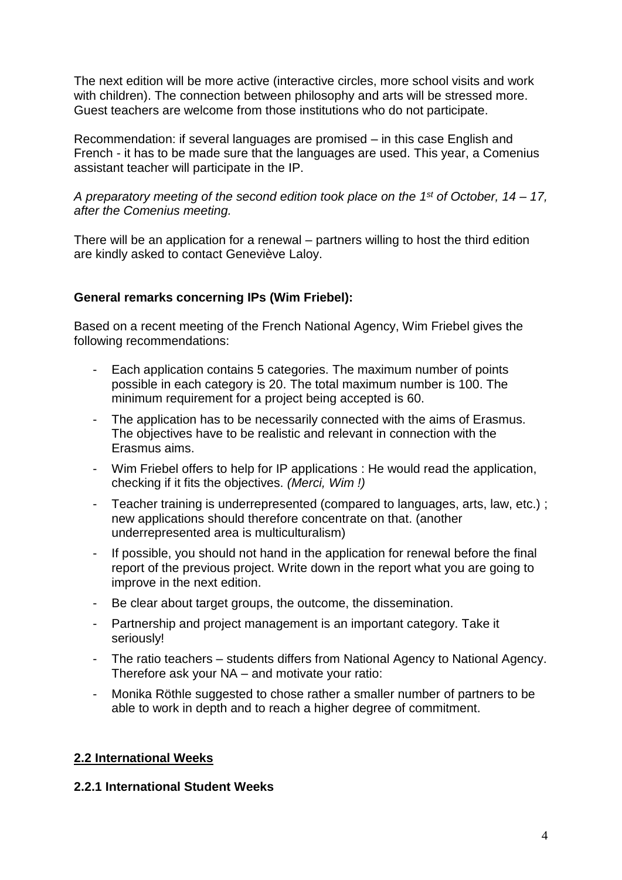The next edition will be more active (interactive circles, more school visits and work with children). The connection between philosophy and arts will be stressed more. Guest teachers are welcome from those institutions who do not participate.

Recommendation: if several languages are promised – in this case English and French - it has to be made sure that the languages are used. This year, a Comenius assistant teacher will participate in the IP.

*A preparatory meeting of the second edition took place on the 1st of October, 14 – 17, after the Comenius meeting.*

There will be an application for a renewal – partners willing to host the third edition are kindly asked to contact Geneviève Laloy.

**General remarks concerning IPs (Wim Friebel):**

Based on a recent meeting of the French National Agency, Wim Friebel gives the following recommendations:

- Each application contains 5 categories. The maximum number of points possible in each category is 20. The total maximum number is 100. The minimum requirement for a project being accepted is 60.
- The application has to be necessarily connected with the aims of Erasmus. The objectives have to be realistic and relevant in connection with the Erasmus aims.
- Wim Friebel offers to help for IP applications : He would read the application, checking if it fits the objectives. *(Merci, Wim !)*
- Teacher training is underrepresented (compared to languages, arts, law, etc.) ; new applications should therefore concentrate on that. (another underrepresented area is multiculturalism)
- If possible, you should not hand in the application for renewal before the final report of the previous project. Write down in the report what you are going to improve in the next edition.
- Be clear about target groups, the outcome, the dissemination.
- Partnership and project management is an important category. Take it seriously!
- The ratio teachers – students differs from National Agency to National Agency. Therefore ask your NA – and motivate your ratio:
- Monika Röthle suggested to chose rather a smaller number of partners to be able to work in depth and to reach a higher degree of commitment.

## 2.2 International Weeks

### 2.2.1 International Student Weeks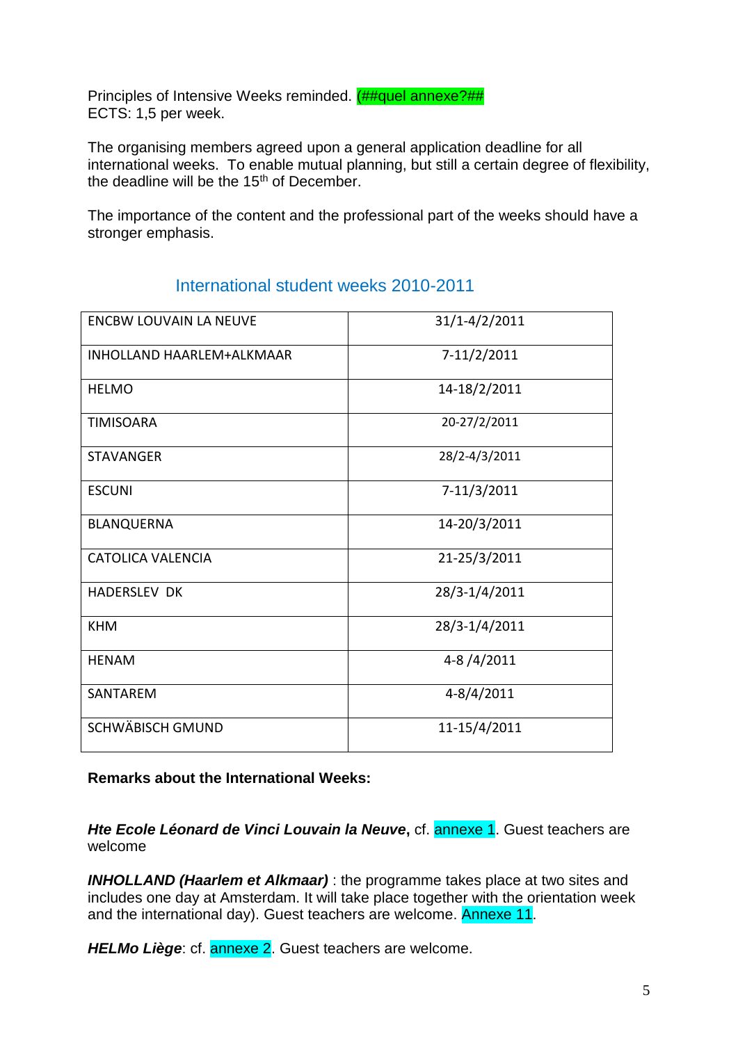Principles of Intensive Weeks reminded. (##quel annexe?##
ECTS: 1,5 per week.

The organising members agreed upon a general application deadline for all international weeks. To enable mutual planning, but still a certain degree of flexibility, the deadline will be the 15th of December.

The importance of the content and the professional part of the weeks should have a stronger emphasis.

## International student weeks 2010-2011

| | |
|---|---|
| ENCBW LOUVAIN LA NEUVE | 31/1-4/2/2011 |
| INHOLLAND HAARLEM+ALKMAAR | 7-11/2/2011 |
| HELMO | 14-18/2/2011 |
| TIMISOARA | 20-27/2/2011 |
| STAVANGER | 28/2-4/3/2011 |
| ESCUNI | 7-11/3/2011 |
| BLANQUERNA | 14-20/3/2011 |
| CATOLICA VALENCIA | 21-25/3/2011 |
| HADERSLEV DK | 28/3-1/4/2011 |
| KHM | 28/3-1/4/2011 |
| HENAM | 4-8 /4/2011 |
| SANTAREM | 4-8/4/2011 |
| SCHWÄBISCH GMUND | 11-15/4/2011 |

**Remarks about the International Weeks:**

***Hte Ecole Léonard de Vinci Louvain la Neuve*****,** cf. annexe 1. Guest teachers are welcome

***INHOLLAND (Haarlem et Alkmaar)*** : the programme takes place at two sites and includes one day at Amsterdam. It will take place together with the orientation week and the international day). Guest teachers are welcome. Annexe 11.

***HELMo Liège***: cf. annexe 2. Guest teachers are welcome.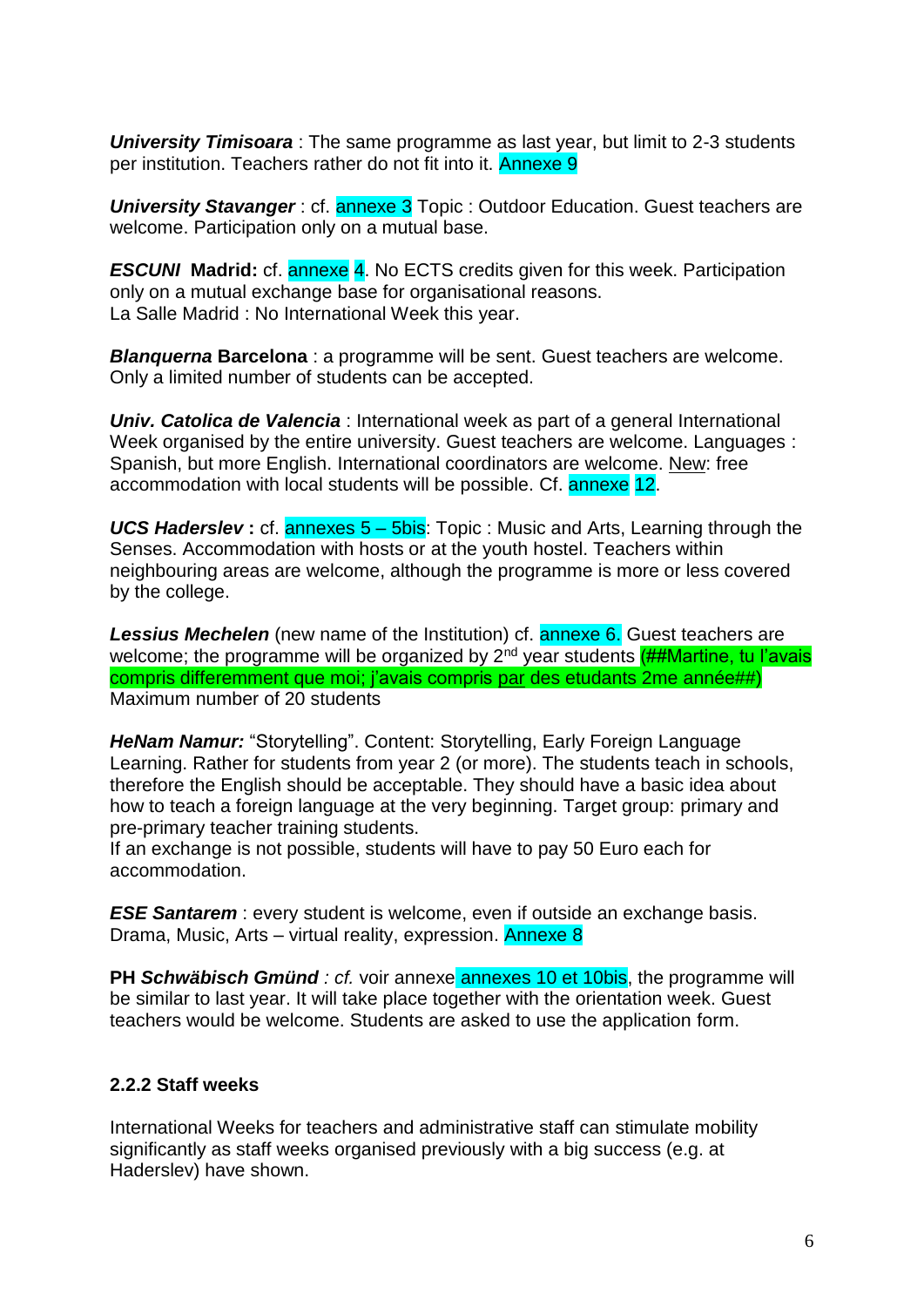***University Timisoara*** : The same programme as last year, but limit to 2-3 students per institution. Teachers rather do not fit into it. Annexe 9

***University Stavanger*** : cf. annexe 3 Topic : Outdoor Education. Guest teachers are welcome. Participation only on a mutual base.

***ESCUNI* Madrid:** cf. annexe 4. No ECTS credits given for this week. Participation only on a mutual exchange base for organisational reasons.
La Salle Madrid : No International Week this year.

***Blanquerna* Barcelona** : a programme will be sent. Guest teachers are welcome. Only a limited number of students can be accepted.

***Univ. Catolica de Valencia*** : International week as part of a general International Week organised by the entire university. Guest teachers are welcome. Languages : Spanish, but more English. International coordinators are welcome. New: free accommodation with local students will be possible. Cf. annexe 12.

***UCS Haderslev* :** cf. annexes 5 – 5bis: Topic : Music and Arts, Learning through the Senses. Accommodation with hosts or at the youth hostel. Teachers within neighbouring areas are welcome, although the programme is more or less covered by the college.

***Lessius Mechelen*** (new name of the Institution) cf. annexe 6. Guest teachers are welcome; the programme will be organized by 2nd year students (##Martine, tu l'avais compris differemment que moi; j'avais compris par des etudants 2me année##)
Maximum number of 20 students

***HeNam Namur:*** "Storytelling". Content: Storytelling, Early Foreign Language Learning. Rather for students from year 2 (or more). The students teach in schools, therefore the English should be acceptable. They should have a basic idea about how to teach a foreign language at the very beginning. Target group: primary and pre-primary teacher training students.
If an exchange is not possible, students will have to pay 50 Euro each for accommodation.

***ESE Santarem*** : every student is welcome, even if outside an exchange basis. Drama, Music, Arts – virtual reality, expression. Annexe 8

**PH *Schwäbisch Gmünd*** *: cf.* voir annexe annexes 10 et 10bis, the programme will be similar to last year. It will take place together with the orientation week. Guest teachers would be welcome. Students are asked to use the application form.

#### 2.2.2 Staff weeks

International Weeks for teachers and administrative staff can stimulate mobility significantly as staff weeks organised previously with a big success (e.g. at Haderslev) have shown.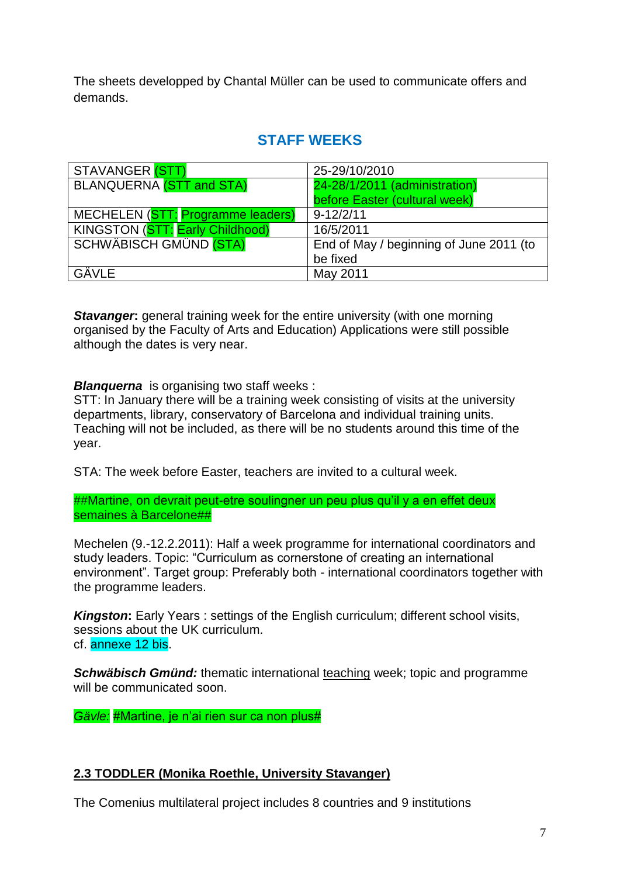The sheets developped by Chantal Müller can be used to communicate offers and demands.

## STAFF WEEKS

| | |
|---|---|
| STAVANGER (STT) | 25-29/10/2010 |
| BLANQUERNA (STT and STA) | 24-28/1/2011 (administration) before Easter (cultural week) |
| MECHELEN (STT: Programme leaders) | 9-12/2/11 |
| KINGSTON (STT: Early Childhood) | 16/5/2011 |
| SCHWÄBISCH GMÜND (STA) | End of May / beginning of June 2011 (to be fixed |
| GÄVLE | May 2011 |

***Stavanger*:** general training week for the entire university (with one morning organised by the Faculty of Arts and Education) Applications were still possible although the dates is very near.

***Blanquerna*** is organising two staff weeks :
STT: In January there will be a training week consisting of visits at the university departments, library, conservatory of Barcelona and individual training units. Teaching will not be included, as there will be no students around this time of the year.

STA: The week before Easter, teachers are invited to a cultural week.

##Martine, on devrait peut-etre soulingner un peu plus qu'il y a en effet deux semaines à Barcelone##

Mechelen (9.-12.2.2011): Half a week programme for international coordinators and study leaders. Topic: "Curriculum as cornerstone of creating an international environment". Target group: Preferably both - international coordinators together with the programme leaders.

***Kingston*:** Early Years : settings of the English curriculum; different school visits, sessions about the UK curriculum.
cf. annexe 12 bis.

***Schwäbisch Gmünd:*** thematic international teaching week; topic and programme will be communicated soon.

*Gävle:* #Martine, je n'ai rien sur ca non plus#

**2.3 TODDLER (Monika Roethle, University Stavanger)**

The Comenius multilateral project includes 8 countries and 9 institutions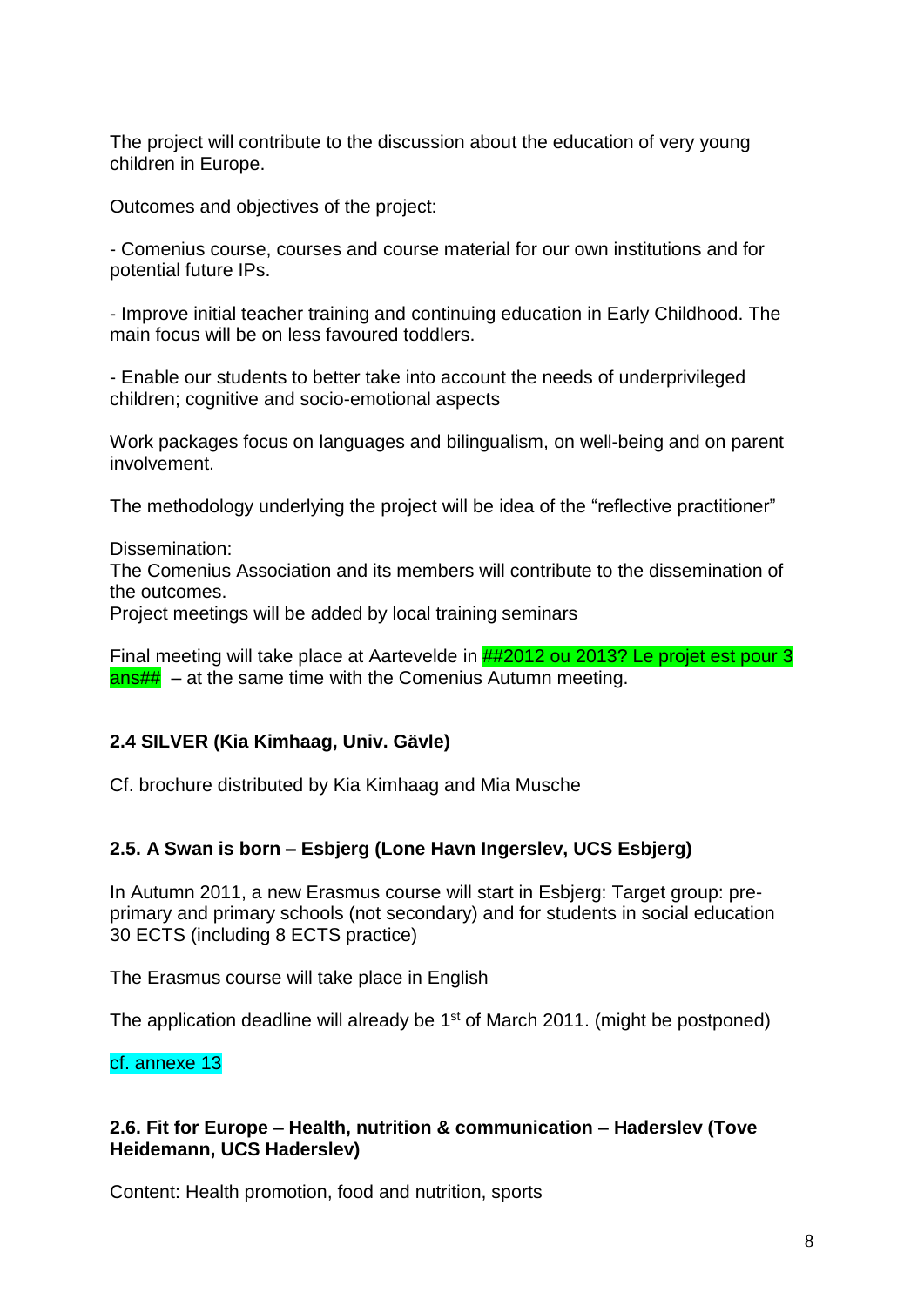The project will contribute to the discussion about the education of very young children in Europe.

Outcomes and objectives of the project:

- Comenius course, courses and course material for our own institutions and for potential future IPs.

- Improve initial teacher training and continuing education in Early Childhood. The main focus will be on less favoured toddlers.

- Enable our students to better take into account the needs of underprivileged children; cognitive and socio-emotional aspects

Work packages focus on languages and bilingualism, on well-being and on parent involvement.

The methodology underlying the project will be idea of the “reflective practitioner”

Dissemination:
The Comenius Association and its members will contribute to the dissemination of the outcomes.
Project meetings will be added by local training seminars

Final meeting will take place at Aartevelde in ##2012 ou 2013? Le projet est pour 3 ans## – at the same time with the Comenius Autumn meeting.

**2.4 SILVER (Kia Kimhaag, Univ. Gävle)**

Cf. brochure distributed by Kia Kimhaag and Mia Musche

**2.5. A Swan is born – Esbjerg (Lone Havn Ingerslev, UCS Esbjerg)**

In Autumn 2011, a new Erasmus course will start in Esbjerg: Target group: pre-primary and primary schools (not secondary) and for students in social education 30 ECTS (including 8 ECTS practice)

The Erasmus course will take place in English

The application deadline will already be 1st of March 2011. (might be postponed)

cf. annexe 13

**2.6. Fit for Europe – Health, nutrition & communication – Haderslev (Tove Heidemann, UCS Haderslev)**

Content: Health promotion, food and nutrition, sports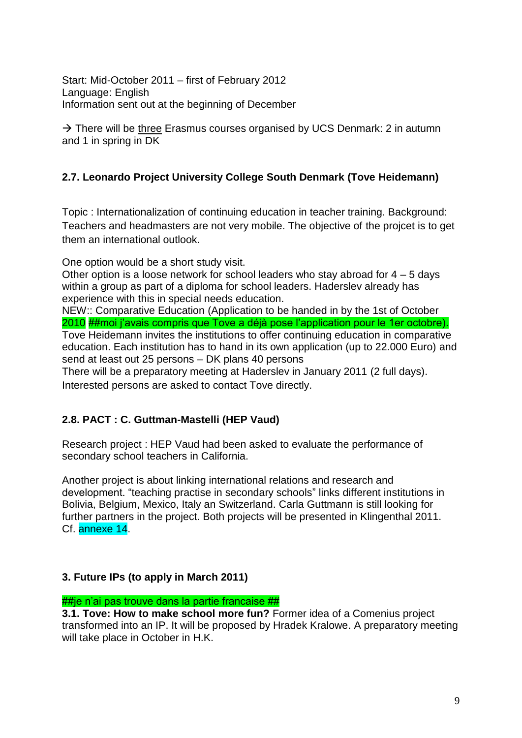Start: Mid-October 2011 – first of February 2012
Language: English
Information sent out at the beginning of December

→ There will be three Erasmus courses organised by UCS Denmark: 2 in autumn and 1 in spring in DK

### 2.7. Leonardo Project University College South Denmark (Tove Heidemann)

Topic : Internationalization of continuing education in teacher training. Background: Teachers and headmasters are not very mobile. The objective of the projcet is to get them an international outlook.

One option would be a short study visit.
Other option is a loose network for school leaders who stay abroad for 4 – 5 days within a group as part of a diploma for school leaders. Haderslev already has experience with this in special needs education.
NEW:: Comparative Education (Application to be handed in by the 1st of October 2010 ##moi j'avais compris que Tove a déjà pose l'application pour le 1er octobre).
Tove Heidemann invites the institutions to offer continuing education in comparative education. Each institution has to hand in its own application (up to 22.000 Euro) and send at least out 25 persons – DK plans 40 persons
There will be a preparatory meeting at Haderslev in January 2011 (2 full days).
Interested persons are asked to contact Tove directly.

### 2.8. PACT : C. Guttman-Mastelli (HEP Vaud)

Research project : HEP Vaud had been asked to evaluate the performance of secondary school teachers in California.

Another project is about linking international relations and research and development. "teaching practise in secondary schools" links different institutions in Bolivia, Belgium, Mexico, Italy an Switzerland. Carla Guttmann is still looking for further partners in the project. Both projects will be presented in Klingenthal 2011. Cf. annexe 14.

## 3. Future IPs (to apply in March 2011)

##je n'ai pas trouve dans la partie francaise ##

**3.1. Tove: How to make school more fun?** Former idea of a Comenius project transformed into an IP. It will be proposed by Hradek Kralowe. A preparatory meeting will take place in October in H.K.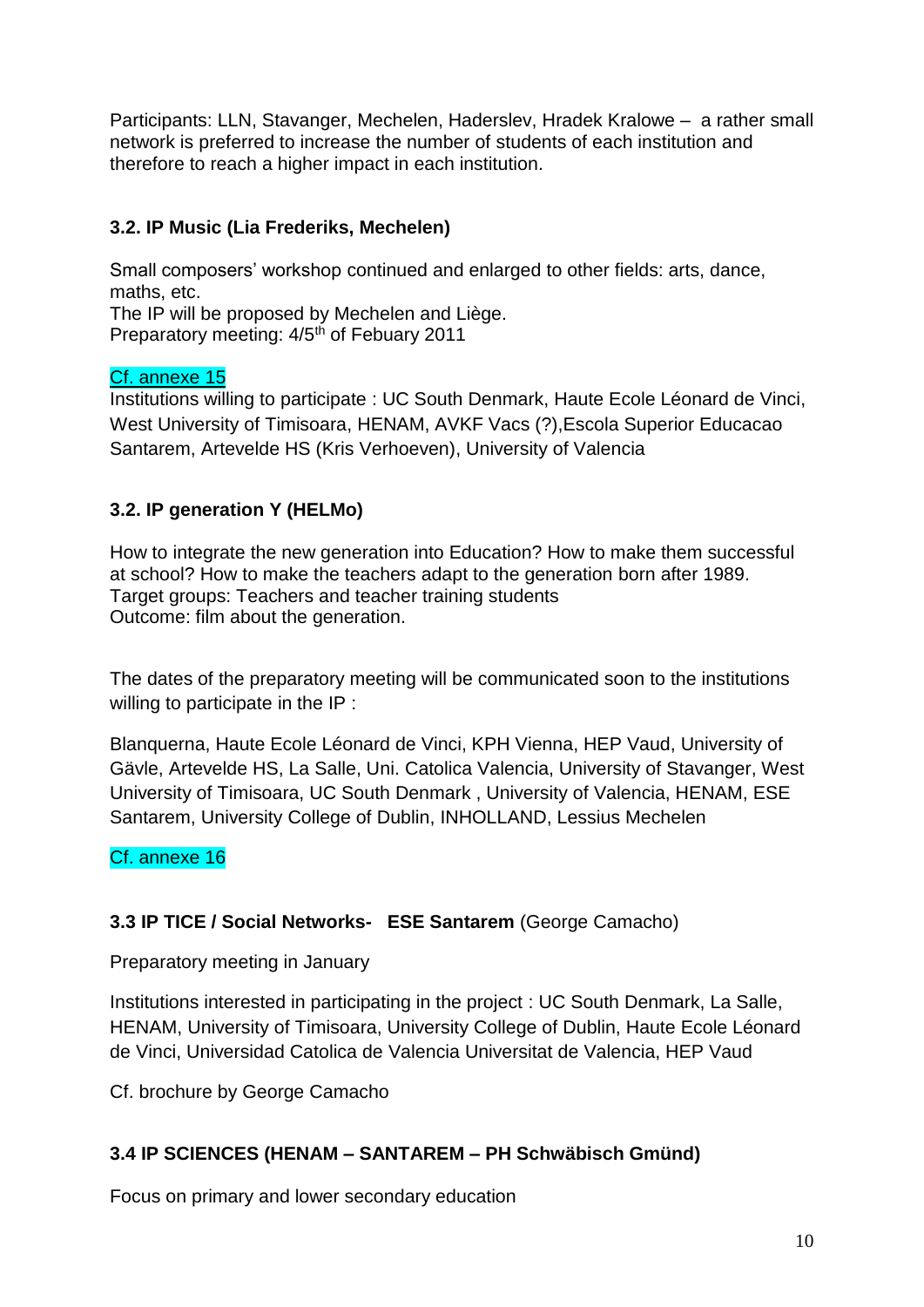Participants: LLN, Stavanger, Mechelen, Haderslev, Hradek Kralowe – a rather small network is preferred to increase the number of students of each institution and therefore to reach a higher impact in each institution.

### 3.2. IP Music (Lia Frederiks, Mechelen)

Small composers' workshop continued and enlarged to other fields: arts, dance, maths, etc.
The IP will be proposed by Mechelen and Liège.
Preparatory meeting: 4/5th of Febuary 2011

Cf. annexe 15

Institutions willing to participate : UC South Denmark, Haute Ecole Léonard de Vinci, West University of Timisoara, HENAM, AVKF Vacs (?),Escola Superior Educacao Santarem, Artevelde HS (Kris Verhoeven), University of Valencia

### 3.2. IP generation Y (HELMo)

How to integrate the new generation into Education? How to make them successful at school? How to make the teachers adapt to the generation born after 1989.
Target groups: Teachers and teacher training students
Outcome: film about the generation.

The dates of the preparatory meeting will be communicated soon to the institutions willing to participate in the IP :

Blanquerna, Haute Ecole Léonard de Vinci, KPH Vienna, HEP Vaud, University of Gävle, Artevelde HS, La Salle, Uni. Catolica Valencia, University of Stavanger, West University of Timisoara, UC South Denmark , University of Valencia, HENAM, ESE Santarem, University College of Dublin, INHOLLAND, Lessius Mechelen

Cf. annexe 16

### 3.3 IP TICE / Social Networks- ESE Santarem (George Camacho)

Preparatory meeting in January

Institutions interested in participating in the project : UC South Denmark, La Salle, HENAM, University of Timisoara, University College of Dublin, Haute Ecole Léonard de Vinci, Universidad Catolica de Valencia Universitat de Valencia, HEP Vaud

Cf. brochure by George Camacho

### 3.4 IP SCIENCES (HENAM – SANTAREM – PH Schwäbisch Gmünd)

Focus on primary and lower secondary education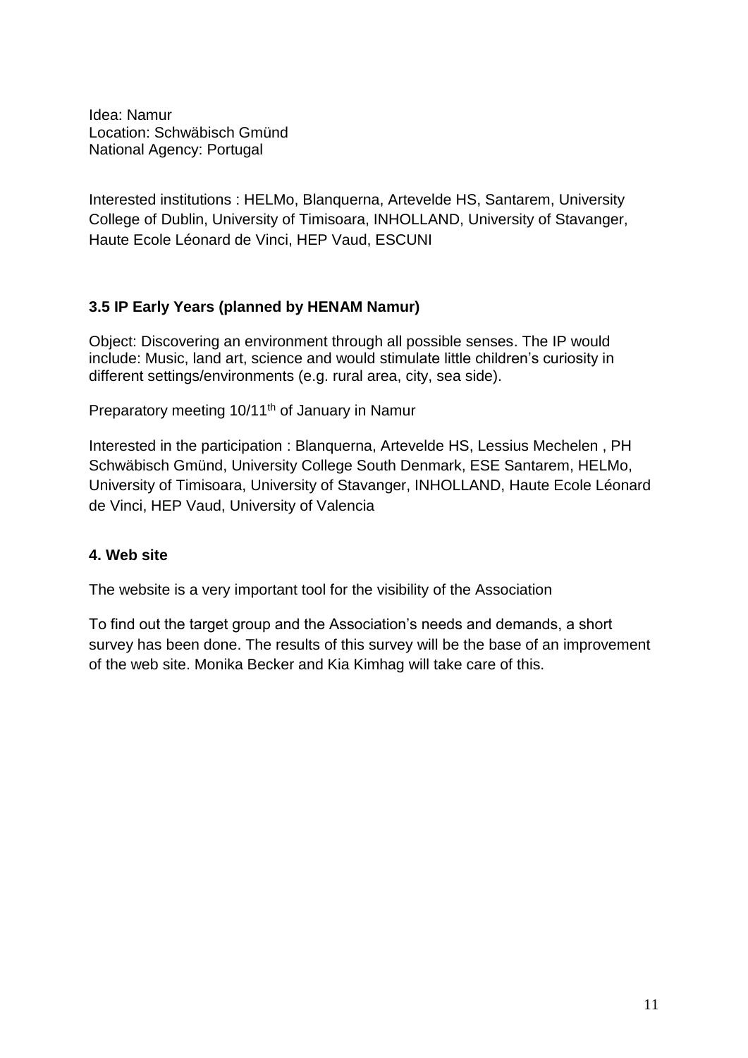Idea: Namur
Location: Schwäbisch Gmünd
National Agency: Portugal

Interested institutions : HELMo, Blanquerna, Artevelde HS, Santarem, University College of Dublin, University of Timisoara, INHOLLAND, University of Stavanger, Haute Ecole Léonard de Vinci, HEP Vaud, ESCUNI

### 3.5 IP Early Years (planned by HENAM Namur)

Object: Discovering an environment through all possible senses. The IP would include: Music, land art, science and would stimulate little children's curiosity in different settings/environments (e.g. rural area, city, sea side).

Preparatory meeting 10/11th of January in Namur

Interested in the participation : Blanquerna, Artevelde HS, Lessius Mechelen , PH Schwäbisch Gmünd, University College South Denmark, ESE Santarem, HELMo, University of Timisoara, University of Stavanger, INHOLLAND, Haute Ecole Léonard de Vinci, HEP Vaud, University of Valencia

### 4. Web site

The website is a very important tool for the visibility of the Association

To find out the target group and the Association's needs and demands, a short survey has been done. The results of this survey will be the base of an improvement of the web site. Monika Becker and Kia Kimhag will take care of this.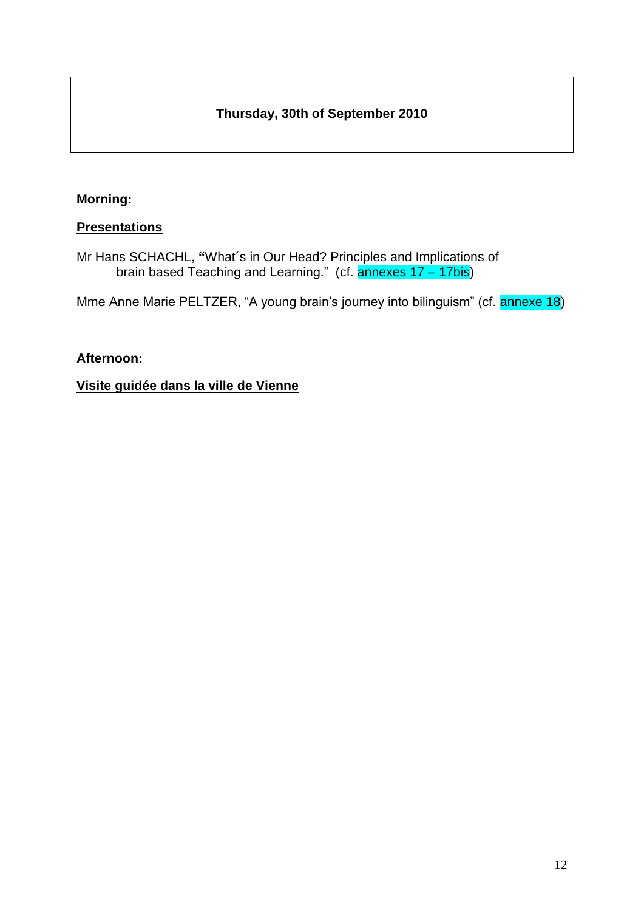## Thursday, 30th of September 2010

**Morning:**

**Presentations**

Mr Hans SCHACHL, **"**What´s in Our Head? Principles and Implications of brain based Teaching and Learning." (cf. annexes 17 – 17bis)

Mme Anne Marie PELTZER, "A young brain's journey into bilinguism" (cf. annexe 18)

**Afternoon:**

**Visite guidée dans la ville de Vienne**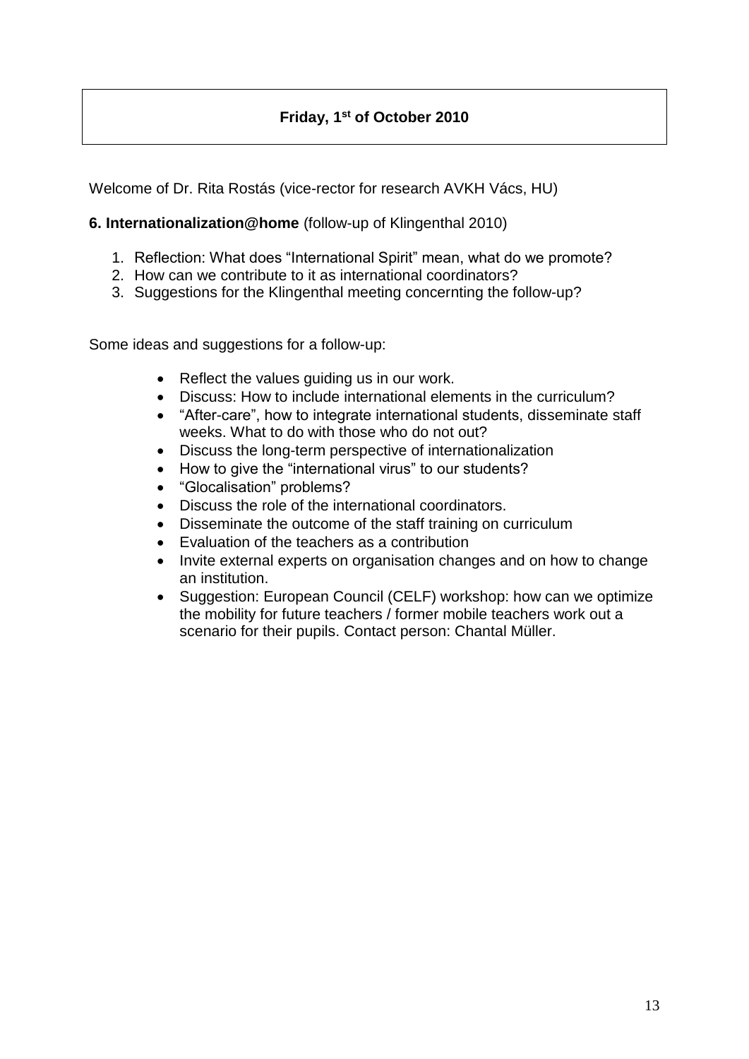**Friday, 1st of October 2010**

Welcome of Dr. Rita Rostás (vice-rector for research AVKH Vács, HU)

**6. Internationalization@home** (follow-up of Klingenthal 2010)

1. Reflection: What does "International Spirit" mean, what do we promote?
2. How can we contribute to it as international coordinators?
3. Suggestions for the Klingenthal meeting concernting the follow-up?

Some ideas and suggestions for a follow-up:

- Reflect the values guiding us in our work.
- Discuss: How to include international elements in the curriculum?
- "After-care", how to integrate international students, disseminate staff weeks. What to do with those who do not out?
- Discuss the long-term perspective of internationalization
- How to give the "international virus" to our students?
- "Glocalisation" problems?
- Discuss the role of the international coordinators.
- Disseminate the outcome of the staff training on curriculum
- Evaluation of the teachers as a contribution
- Invite external experts on organisation changes and on how to change an institution.
- Suggestion: European Council (CELF) workshop: how can we optimize the mobility for future teachers / former mobile teachers work out a scenario for their pupils. Contact person: Chantal Müller.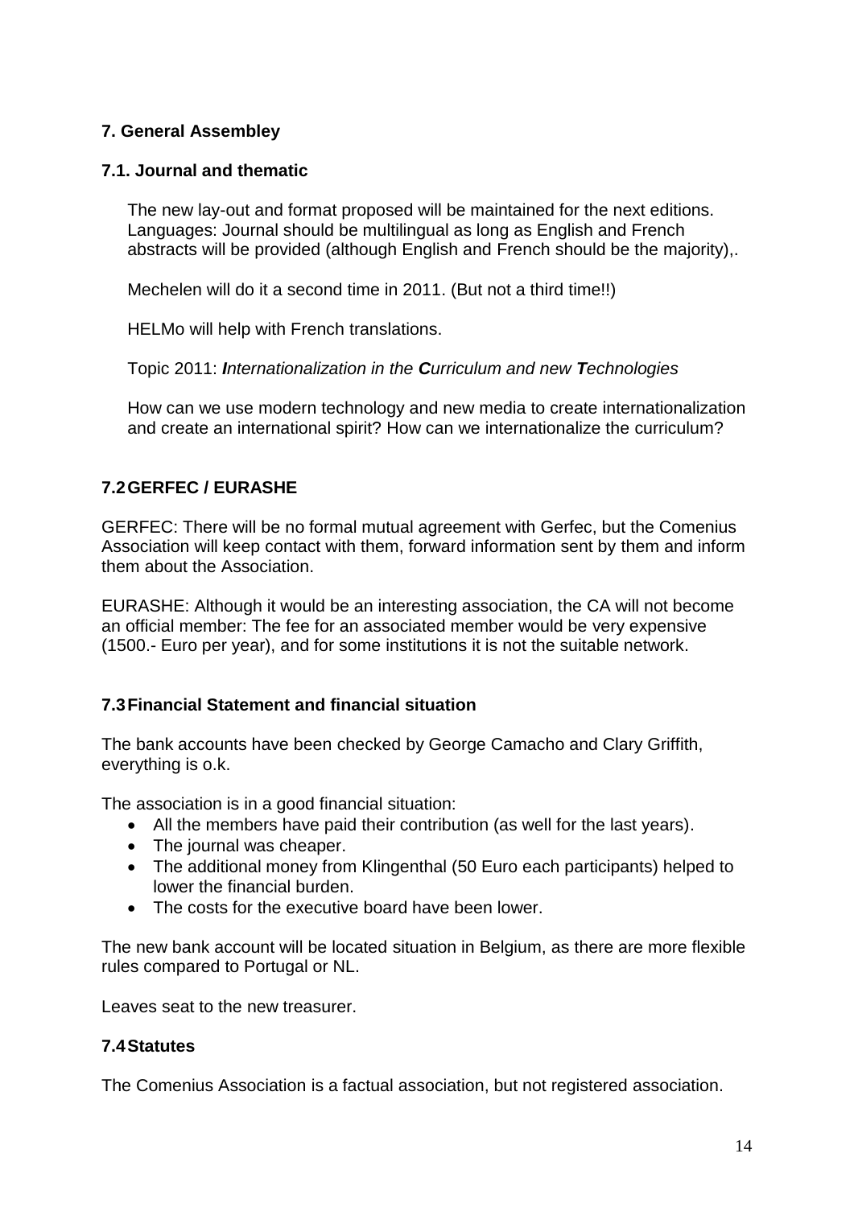## 7. General Assembley

### 7.1. Journal and thematic

The new lay-out and format proposed will be maintained for the next editions. Languages: Journal should be multilingual as long as English and French abstracts will be provided (although English and French should be the majority),.

Mechelen will do it a second time in 2011. (But not a third time!!)

HELMo will help with French translations.

Topic 2011: ***I****nternationalization in the* ***C****urriculum and new* ***T****echnologies*

How can we use modern technology and new media to create internationalization and create an international spirit? How can we internationalize the curriculum?

### 7.2 GERFEC / EURASHE

GERFEC: There will be no formal mutual agreement with Gerfec, but the Comenius Association will keep contact with them, forward information sent by them and inform them about the Association.

EURASHE: Although it would be an interesting association, the CA will not become an official member: The fee for an associated member would be very expensive (1500.- Euro per year), and for some institutions it is not the suitable network.

### 7.3 Financial Statement and financial situation

The bank accounts have been checked by George Camacho and Clary Griffith, everything is o.k.

The association is in a good financial situation:

- All the members have paid their contribution (as well for the last years).
- The journal was cheaper.
- The additional money from Klingenthal (50 Euro each participants) helped to lower the financial burden.
- The costs for the executive board have been lower.

The new bank account will be located situation in Belgium, as there are more flexible rules compared to Portugal or NL.

Leaves seat to the new treasurer.

### 7.4 Statutes

The Comenius Association is a factual association, but not registered association.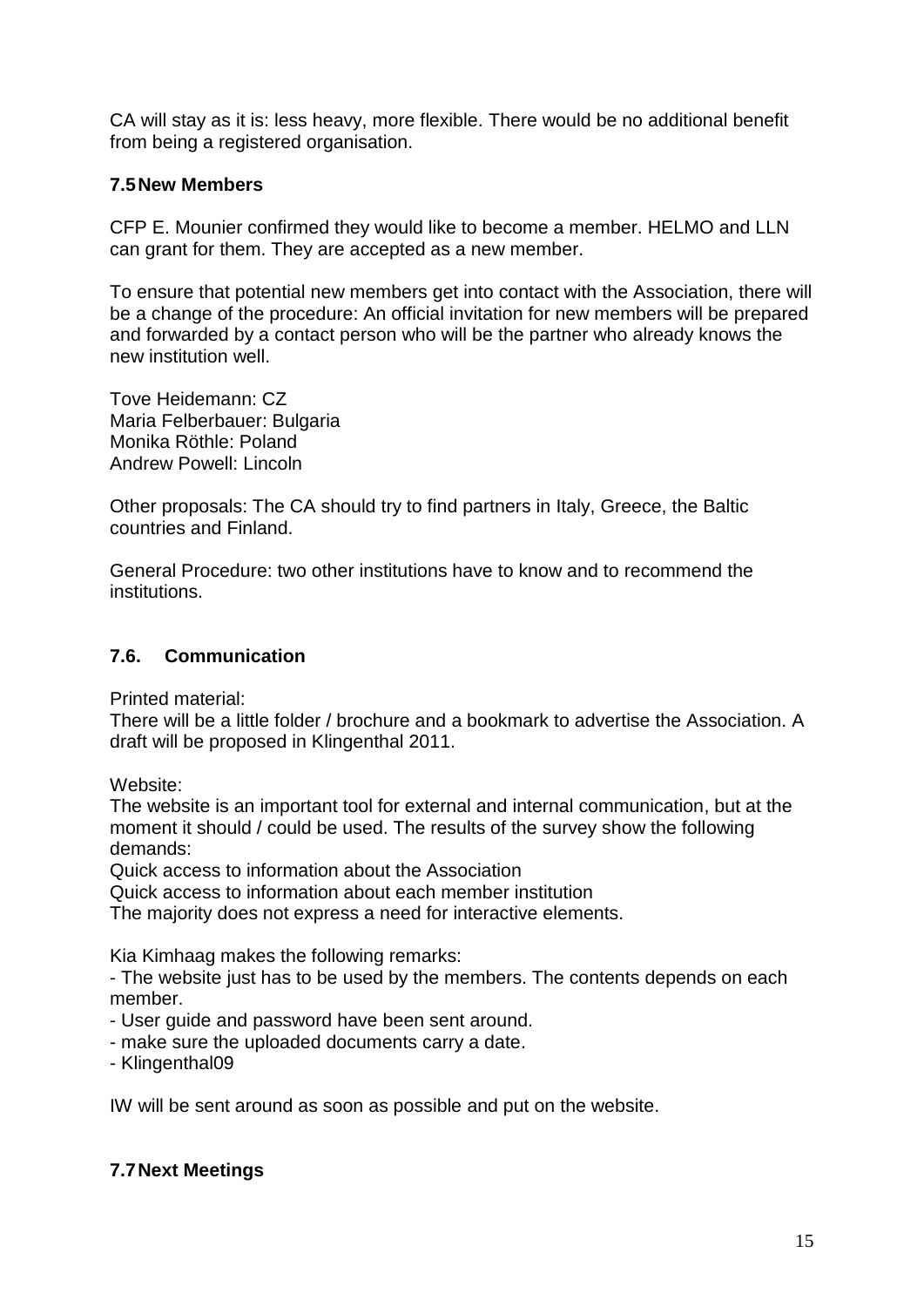CA will stay as it is: less heavy, more flexible. There would be no additional benefit from being a registered organisation.

### 7.5 New Members

CFP E. Mounier confirmed they would like to become a member. HELMO and LLN can grant for them. They are accepted as a new member.

To ensure that potential new members get into contact with the Association, there will be a change of the procedure: An official invitation for new members will be prepared and forwarded by a contact person who will be the partner who already knows the new institution well.

Tove Heidemann: CZ
Maria Felberbauer: Bulgaria
Monika Röthle: Poland
Andrew Powell: Lincoln

Other proposals: The CA should try to find partners in Italy, Greece, the Baltic countries and Finland.

General Procedure: two other institutions have to know and to recommend the institutions.

### 7.6. Communication

Printed material:
There will be a little folder / brochure and a bookmark to advertise the Association. A draft will be proposed in Klingenthal 2011.

Website:
The website is an important tool for external and internal communication, but at the moment it should / could be used. The results of the survey show the following demands:
Quick access to information about the Association
Quick access to information about each member institution
The majority does not express a need for interactive elements.

Kia Kimhaag makes the following remarks:
- The website just has to be used by the members. The contents depends on each member.
- User guide and password have been sent around.
- make sure the uploaded documents carry a date.
- Klingenthal09

IW will be sent around as soon as possible and put on the website.

### 7.7 Next Meetings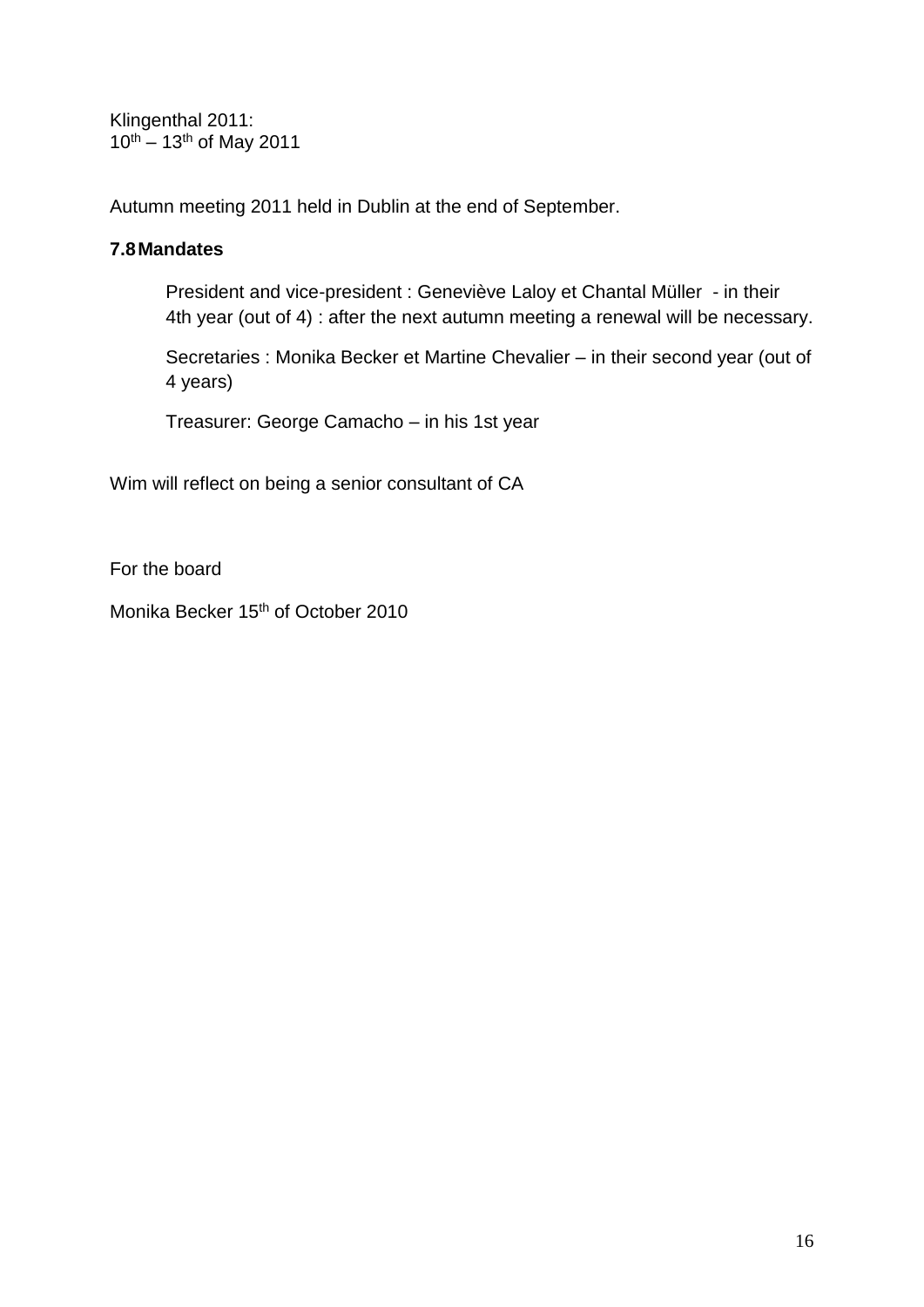Klingenthal 2011:
10th – 13th of May 2011

Autumn meeting 2011 held in Dublin at the end of September.

### 7.8 Mandates

President and vice-president : Geneviève Laloy et Chantal Müller - in their 4th year (out of 4) : after the next autumn meeting a renewal will be necessary.

Secretaries : Monika Becker et Martine Chevalier – in their second year (out of 4 years)

Treasurer: George Camacho – in his 1st year

Wim will reflect on being a senior consultant of CA

For the board

Monika Becker 15th of October 2010